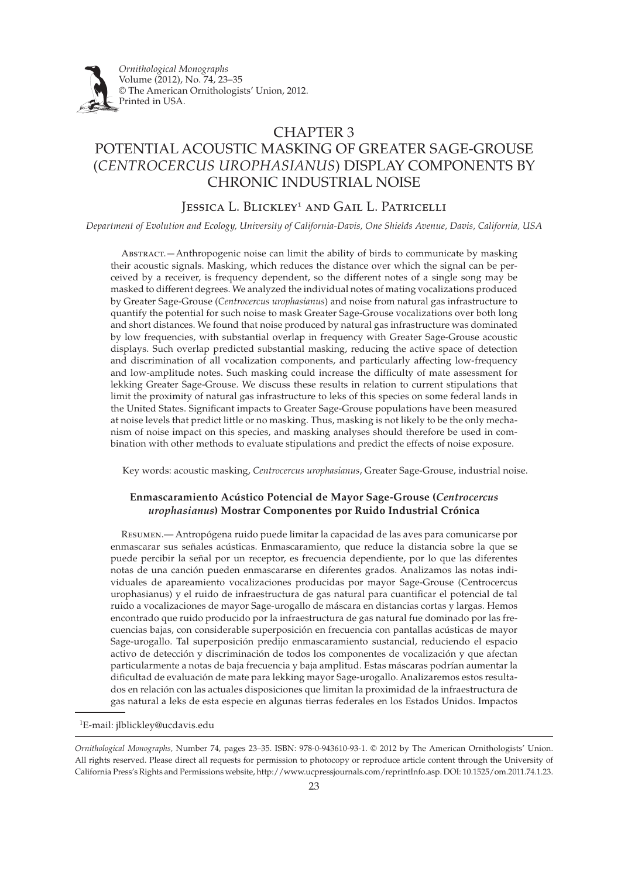# CHAPTER 3

# POTENTIAL ACOUSTIC MASKING OF GREATER SAGE-GROUSE (*CENTROCERCUS UROPHASIANUS*) DISPLAY COMPONENTS BY CHRONIC INDUSTRIAL NOISE

Jessica L. Blickley[1] and Gail L. Patricelli

*Department of Evolution and Ecology, University of California-Davis, One Shields Avenue, Davis, California, USA*

Abstract.—Anthropogenic noise can limit the ability of birds to communicate by masking their acoustic signals. Masking, which reduces the distance over which the signal can be perceived by a receiver, is frequency dependent, so the different notes of a single song may be masked to different degrees. We analyzed the individual notes of mating vocalizations produced by Greater Sage-Grouse (*Centrocercus urophasianus*) and noise from natural gas infrastructure to quantify the potential for such noise to mask Greater Sage-Grouse vocalizations over both long and short distances. We found that noise produced by natural gas infrastructure was dominated by low frequencies, with substantial overlap in frequency with Greater Sage-Grouse acoustic displays. Such overlap predicted substantial masking, reducing the active space of detection and discrimination of all vocalization components, and particularly affecting low-frequency and low-amplitude notes. Such masking could increase the difficulty of mate assessment for lekking Greater Sage-Grouse. We discuss these results in relation to current stipulations that limit the proximity of natural gas infrastructure to leks of this species on some federal lands in the United States. Significant impacts to Greater Sage-Grouse populations have been measured at noise levels that predict little or no masking. Thus, masking is not likely to be the only mechanism of noise impact on this species, and masking analyses should therefore be used in combination with other methods to evaluate stipulations and predict the effects of noise exposure.

Key words: acoustic masking, *Centrocercus urophasianus*, Greater Sage-Grouse, industrial noise.

### Enmascaramiento Acústico Potencial de Mayor Sage-Grouse (*Centrocercus urophasianus*) Mostrar Componentes por Ruido Industrial Crónica

Resumen.— Antropógena ruido puede limitar la capacidad de las aves para comunicarse por enmascarar sus señales acústicas. Enmascaramiento, que reduce la distancia sobre la que se puede percibir la señal por un receptor, es frecuencia dependiente, por lo que las diferentes notas de una canción pueden enmascararse en diferentes grados. Analizamos las notas individuales de apareamiento vocalizaciones producidas por mayor Sage-Grouse (Centrocercus urophasianus) y el ruido de infraestructura de gas natural para cuantificar el potencial de tal ruido a vocalizaciones de mayor Sage-urogallo de máscara en distancias cortas y largas. Hemos encontrado que ruido producido por la infraestructura de gas natural fue dominado por las frecuencias bajas, con considerable superposición en frecuencia con pantallas acústicas de mayor Sage-urogallo. Tal superposición predijo enmascaramiento sustancial, reduciendo el espacio activo de detección y discriminación de todos los componentes de vocalización y que afectan particularmente a notas de baja frecuencia y baja amplitud. Estas máscaras podrían aumentar la dificultad de evaluación de mate para lekking mayor Sage-urogallo. Analizaremos estos resultados en relación con las actuales disposiciones que limitan la proximidad de la infraestructura de gas natural a leks de esta especie en algunas tierras federales en los Estados Unidos. Impactos

[1]E-mail: jlblickley@ucdavis.edu

*Ornithological Monographs,* Number 74, pages 23–35. ISBN: 978-0-943610-93-1. © 2012 by The American Ornithologists' Union. All rights reserved. Please direct all requests for permission to photocopy or reproduce article content through the University of California Press's Rights and Permissions website, http://www.ucpressjournals.com/reprintInfo.asp. DOI: 10.1525/om.2011.74.1.23.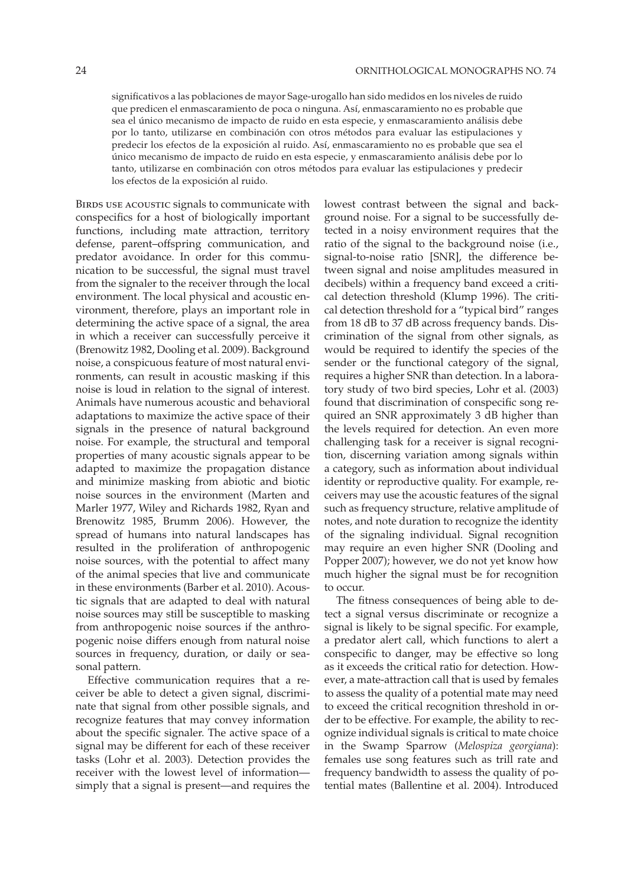significativos a las poblaciones de mayor Sage-urogallo han sido medidos en los niveles de ruido que predicen el enmascaramiento de poca o ninguna. Así, enmascaramiento no es probable que sea el único mecanismo de impacto de ruido en esta especie, y enmascaramiento análisis debe por lo tanto, utilizarse en combinación con otros métodos para evaluar las estipulaciones y predecir los efectos de la exposición al ruido. Así, enmascaramiento no es probable que sea el único mecanismo de impacto de ruido en esta especie, y enmascaramiento análisis debe por lo tanto, utilizarse en combinación con otros métodos para evaluar las estipulaciones y predecir los efectos de la exposición al ruido.

Birds use acoustic signals to communicate with conspecifics for a host of biologically important functions, including mate attraction, territory defense, parent–offspring communication, and predator avoidance. In order for this communication to be successful, the signal must travel from the signaler to the receiver through the local environment. The local physical and acoustic environment, therefore, plays an important role in determining the active space of a signal, the area in which a receiver can successfully perceive it (Brenowitz 1982, Dooling et al. 2009). Background noise, a conspicuous feature of most natural environments, can result in acoustic masking if this noise is loud in relation to the signal of interest. Animals have numerous acoustic and behavioral adaptations to maximize the active space of their signals in the presence of natural background noise. For example, the structural and temporal properties of many acoustic signals appear to be adapted to maximize the propagation distance and minimize masking from abiotic and biotic noise sources in the environment (Marten and Marler 1977, Wiley and Richards 1982, Ryan and Brenowitz 1985, Brumm 2006). However, the spread of humans into natural landscapes has resulted in the proliferation of anthropogenic noise sources, with the potential to affect many of the animal species that live and communicate in these environments (Barber et al. 2010). Acoustic signals that are adapted to deal with natural noise sources may still be susceptible to masking from anthropogenic noise sources if the anthropogenic noise differs enough from natural noise sources in frequency, duration, or daily or seasonal pattern.

Effective communication requires that a receiver be able to detect a given signal, discriminate that signal from other possible signals, and recognize features that may convey information about the specific signaler. The active space of a signal may be different for each of these receiver tasks (Lohr et al. 2003). Detection provides the receiver with the lowest level of information—simply that a signal is present—and requires the lowest contrast between the signal and background noise. For a signal to be successfully detected in a noisy environment requires that the ratio of the signal to the background noise (i.e., signal-to-noise ratio [SNR], the difference between signal and noise amplitudes measured in decibels) within a frequency band exceed a critical detection threshold (Klump 1996). The critical detection threshold for a "typical bird" ranges from 18 dB to 37 dB across frequency bands. Discrimination of the signal from other signals, as would be required to identify the species of the sender or the functional category of the signal, requires a higher SNR than detection. In a laboratory study of two bird species, Lohr et al. (2003) found that discrimination of conspecific song required an SNR approximately 3 dB higher than the levels required for detection. An even more challenging task for a receiver is signal recognition, discerning variation among signals within a category, such as information about individual identity or reproductive quality. For example, receivers may use the acoustic features of the signal such as frequency structure, relative amplitude of notes, and note duration to recognize the identity of the signaling individual. Signal recognition may require an even higher SNR (Dooling and Popper 2007); however, we do not yet know how much higher the signal must be for recognition to occur.

The fitness consequences of being able to detect a signal versus discriminate or recognize a signal is likely to be signal specific. For example, a predator alert call, which functions to alert a conspecific to danger, may be effective so long as it exceeds the critical ratio for detection. However, a mate-attraction call that is used by females to assess the quality of a potential mate may need to exceed the critical recognition threshold in order to be effective. For example, the ability to recognize individual signals is critical to mate choice in the Swamp Sparrow (*Melospiza georgiana*): females use song features such as trill rate and frequency bandwidth to assess the quality of potential mates (Ballentine et al. 2004). Introduced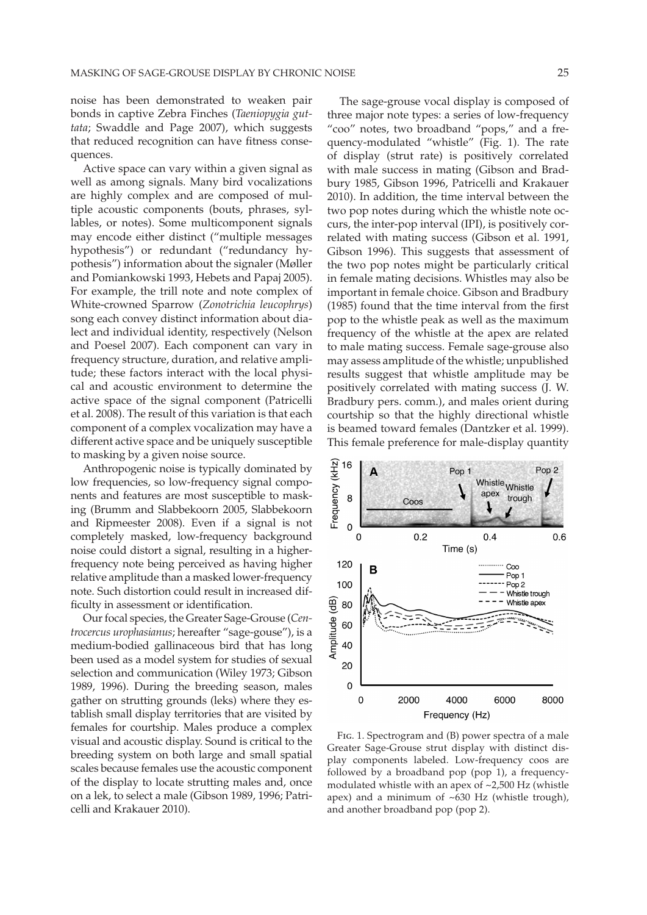noise has been demonstrated to weaken pair bonds in captive Zebra Finches (*Taeniopygia guttata*; Swaddle and Page 2007), which suggests that reduced recognition can have fitness consequences.

Active space can vary within a given signal as well as among signals. Many bird vocalizations are highly complex and are composed of multiple acoustic components (bouts, phrases, syllables, or notes). Some multicomponent signals may encode either distinct ("multiple messages hypothesis") or redundant ("redundancy hypothesis") information about the signaler (Møller and Pomiankowski 1993, Hebets and Papaj 2005). For example, the trill note and note complex of White-crowned Sparrow (*Zonotrichia leucophrys*) song each convey distinct information about dialect and individual identity, respectively (Nelson and Poesel 2007). Each component can vary in frequency structure, duration, and relative amplitude; these factors interact with the local physical and acoustic environment to determine the active space of the signal component (Patricelli et al. 2008). The result of this variation is that each component of a complex vocalization may have a different active space and be uniquely susceptible to masking by a given noise source.

Anthropogenic noise is typically dominated by low frequencies, so low-frequency signal components and features are most susceptible to masking (Brumm and Slabbekoorn 2005, Slabbekoorn and Ripmeester 2008). Even if a signal is not completely masked, low-frequency background noise could distort a signal, resulting in a higher-frequency note being perceived as having higher relative amplitude than a masked lower-frequency note. Such distortion could result in increased difficulty in assessment or identification.

Our focal species, the Greater Sage-Grouse (*Centrocercus urophasianus*; hereafter "sage-gouse"), is a medium-bodied gallinaceous bird that has long been used as a model system for studies of sexual selection and communication (Wiley 1973; Gibson 1989, 1996). During the breeding season, males gather on strutting grounds (leks) where they establish small display territories that are visited by females for courtship. Males produce a complex visual and acoustic display. Sound is critical to the breeding system on both large and small spatial scales because females use the acoustic component of the display to locate strutting males and, once on a lek, to select a male (Gibson 1989, 1996; Patricelli and Krakauer 2010).

The sage-grouse vocal display is composed of three major note types: a series of low-frequency "coo" notes, two broadband "pops," and a frequency-modulated "whistle" (Fig. 1). The rate of display (strut rate) is positively correlated with male success in mating (Gibson and Bradbury 1985, Gibson 1996, Patricelli and Krakauer 2010). In addition, the time interval between the two pop notes during which the whistle note occurs, the inter-pop interval (IPI), is positively correlated with mating success (Gibson et al. 1991, Gibson 1996). This suggests that assessment of the two pop notes might be particularly critical in female mating decisions. Whistles may also be important in female choice. Gibson and Bradbury (1985) found that the time interval from the first pop to the whistle peak as well as the maximum frequency of the whistle at the apex are related to male mating success. Female sage-grouse also may assess amplitude of the whistle; unpublished results suggest that whistle amplitude may be positively correlated with mating success (J. W. Bradbury pers. comm.), and males orient during courtship so that the highly directional whistle is beamed toward females (Dantzker et al. 1999). This female preference for male-display quantity

Fig. 1. Spectrogram and (B) power spectra of a male Greater Sage-Grouse strut display with distinct display components labeled. Low-frequency coos are followed by a broadband pop (pop 1), a frequency-modulated whistle with an apex of ~2,500 Hz (whistle apex) and a minimum of ~630 Hz (whistle trough), and another broadband pop (pop 2).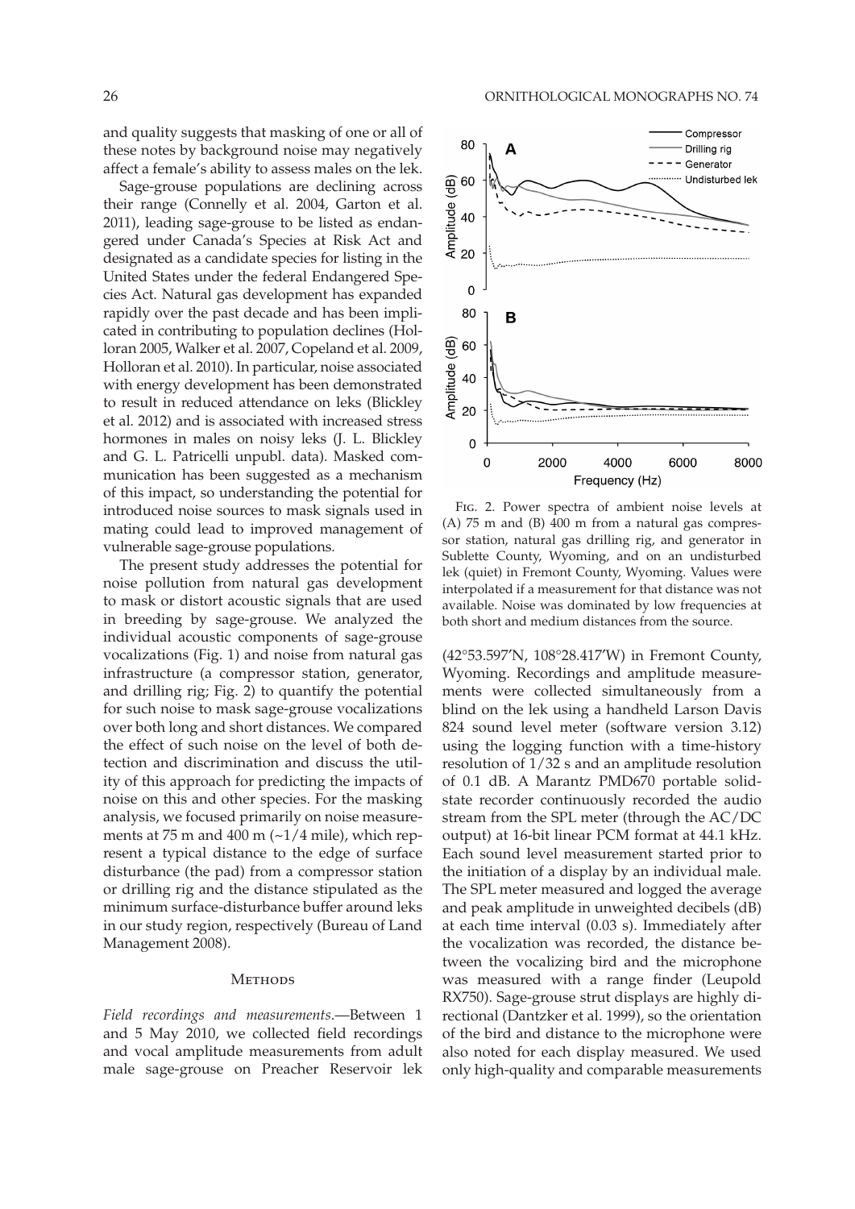and quality suggests that masking of one or all of these notes by background noise may negatively affect a female's ability to assess males on the lek.

Sage-grouse populations are declining across their range (Connelly et al. 2004, Garton et al. 2011), leading sage-grouse to be listed as endangered under Canada's Species at Risk Act and designated as a candidate species for listing in the United States under the federal Endangered Species Act. Natural gas development has expanded rapidly over the past decade and has been implicated in contributing to population declines (Holloran 2005, Walker et al. 2007, Copeland et al. 2009, Holloran et al. 2010). In particular, noise associated with energy development has been demonstrated to result in reduced attendance on leks (Blickley et al. 2012) and is associated with increased stress hormones in males on noisy leks (J. L. Blickley and G. L. Patricelli unpubl. data). Masked communication has been suggested as a mechanism of this impact, so understanding the potential for introduced noise sources to mask signals used in mating could lead to improved management of vulnerable sage-grouse populations.

The present study addresses the potential for noise pollution from natural gas development to mask or distort acoustic signals that are used in breeding by sage-grouse. We analyzed the individual acoustic components of sage-grouse vocalizations (Fig. 1) and noise from natural gas infrastructure (a compressor station, generator, and drilling rig; Fig. 2) to quantify the potential for such noise to mask sage-grouse vocalizations over both long and short distances. We compared the effect of such noise on the level of both detection and discrimination and discuss the utility of this approach for predicting the impacts of noise on this and other species. For the masking analysis, we focused primarily on noise measurements at 75 m and 400 m (~1/4 mile), which represent a typical distance to the edge of surface disturbance (the pad) from a compressor station or drilling rig and the distance stipulated as the minimum surface-disturbance buffer around leks in our study region, respectively (Bureau of Land Management 2008).

Fig. 2. Power spectra of ambient noise levels at (A) 75 m and (B) 400 m from a natural gas compressor station, natural gas drilling rig, and generator in Sublette County, Wyoming, and on an undisturbed lek (quiet) in Fremont County, Wyoming. Values were interpolated if a measurement for that distance was not available. Noise was dominated by low frequencies at both short and medium distances from the source.

## Methods

*Field recordings and measurements*.—Between 1 and 5 May 2010, we collected field recordings and vocal amplitude measurements from adult male sage-grouse on Preacher Reservoir lek (42°53.597′N, 108°28.417′W) in Fremont County, Wyoming. Recordings and amplitude measurements were collected simultaneously from a blind on the lek using a handheld Larson Davis 824 sound level meter (software version 3.12) using the logging function with a time-history resolution of 1/32 s and an amplitude resolution of 0.1 dB. A Marantz PMD670 portable solid-state recorder continuously recorded the audio stream from the SPL meter (through the AC/DC output) at 16-bit linear PCM format at 44.1 kHz. Each sound level measurement started prior to the initiation of a display by an individual male. The SPL meter measured and logged the average and peak amplitude in unweighted decibels (dB) at each time interval (0.03 s). Immediately after the vocalization was recorded, the distance between the vocalizing bird and the microphone was measured with a range finder (Leupold RX750). Sage-grouse strut displays are highly directional (Dantzker et al. 1999), so the orientation of the bird and distance to the microphone were also noted for each display measured. We used only high-quality and comparable measurements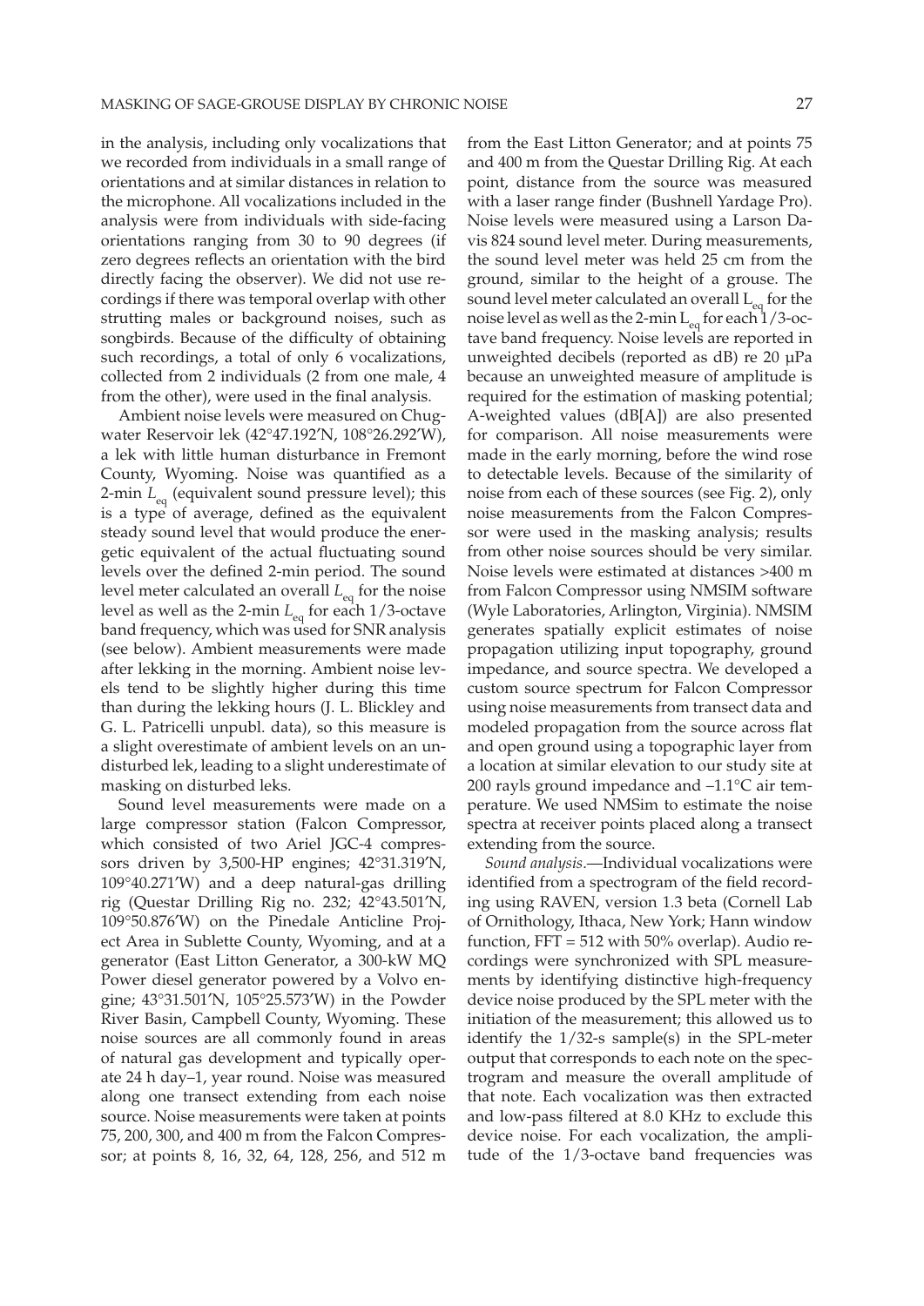in the analysis, including only vocalizations that we recorded from individuals in a small range of orientations and at similar distances in relation to the microphone. All vocalizations included in the analysis were from individuals with side-facing orientations ranging from 30 to 90 degrees (if zero degrees reflects an orientation with the bird directly facing the observer). We did not use recordings if there was temporal overlap with other strutting males or background noises, such as songbirds. Because of the difficulty of obtaining such recordings, a total of only 6 vocalizations, collected from 2 individuals (2 from one male, 4 from the other), were used in the final analysis.

Ambient noise levels were measured on Chugwater Reservoir lek (42°47.192′N, 108°26.292′W), a lek with little human disturbance in Fremont County, Wyoming. Noise was quantified as a 2-min $L_{eq}$ (equivalent sound pressure level); this is a type of average, defined as the equivalent steady sound level that would produce the energetic equivalent of the actual fluctuating sound levels over the defined 2-min period. The sound level meter calculated an overall $L_{eq}$ for the noise level as well as the 2-min $L_{eq}$ for each 1/3-octave band frequency, which was used for SNR analysis (see below). Ambient measurements were made after lekking in the morning. Ambient noise levels tend to be slightly higher during this time than during the lekking hours (J. L. Blickley and G. L. Patricelli unpubl. data), so this measure is a slight overestimate of ambient levels on an undisturbed lek, leading to a slight underestimate of masking on disturbed leks.

Sound level measurements were made on a large compressor station (Falcon Compressor, which consisted of two Ariel JGC-4 compressors driven by 3,500-HP engines; 42°31.319′N, 109°40.271′W) and a deep natural-gas drilling rig (Questar Drilling Rig no. 232; 42°43.501′N, 109°50.876′W) on the Pinedale Anticline Project Area in Sublette County, Wyoming, and at a generator (East Litton Generator, a 300-kW MQ Power diesel generator powered by a Volvo engine; 43°31.501′N, 105°25.573′W) in the Powder River Basin, Campbell County, Wyoming. These noise sources are all commonly found in areas of natural gas development and typically operate 24 h day–1, year round. Noise was measured along one transect extending from each noise source. Noise measurements were taken at points 75, 200, 300, and 400 m from the Falcon Compressor; at points 8, 16, 32, 64, 128, 256, and 512 m from the East Litton Generator; and at points 75 and 400 m from the Questar Drilling Rig. At each point, distance from the source was measured with a laser range finder (Bushnell Yardage Pro). Noise levels were measured using a Larson Davis 824 sound level meter. During measurements, the sound level meter was held 25 cm from the ground, similar to the height of a grouse. The sound level meter calculated an overall $L_{eq}$ for the noise level as well as the 2-min $L_{eq}$ for each 1/3-octave band frequency. Noise levels are reported in unweighted decibels (reported as dB) re 20 µPa because an unweighted measure of amplitude is required for the estimation of masking potential; A-weighted values (dB[A]) are also presented for comparison. All noise measurements were made in the early morning, before the wind rose to detectable levels. Because of the similarity of noise from each of these sources (see Fig. 2), only noise measurements from the Falcon Compressor were used in the masking analysis; results from other noise sources should be very similar. Noise levels were estimated at distances >400 m from Falcon Compressor using NMSIM software (Wyle Laboratories, Arlington, Virginia). NMSIM generates spatially explicit estimates of noise propagation utilizing input topography, ground impedance, and source spectra. We developed a custom source spectrum for Falcon Compressor using noise measurements from transect data and modeled propagation from the source across flat and open ground using a topographic layer from a location at similar elevation to our study site at 200 rayls ground impedance and –1.1°C air temperature. We used NMSim to estimate the noise spectra at receiver points placed along a transect extending from the source.

*Sound analysis*.—Individual vocalizations were identified from a spectrogram of the field recording using RAVEN, version 1.3 beta (Cornell Lab of Ornithology, Ithaca, New York; Hann window function, FFT = 512 with 50% overlap). Audio recordings were synchronized with SPL measurements by identifying distinctive high-frequency device noise produced by the SPL meter with the initiation of the measurement; this allowed us to identify the 1/32-s sample(s) in the SPL-meter output that corresponds to each note on the spectrogram and measure the overall amplitude of that note. Each vocalization was then extracted and low-pass filtered at 8.0 KHz to exclude this device noise. For each vocalization, the amplitude of the 1/3-octave band frequencies was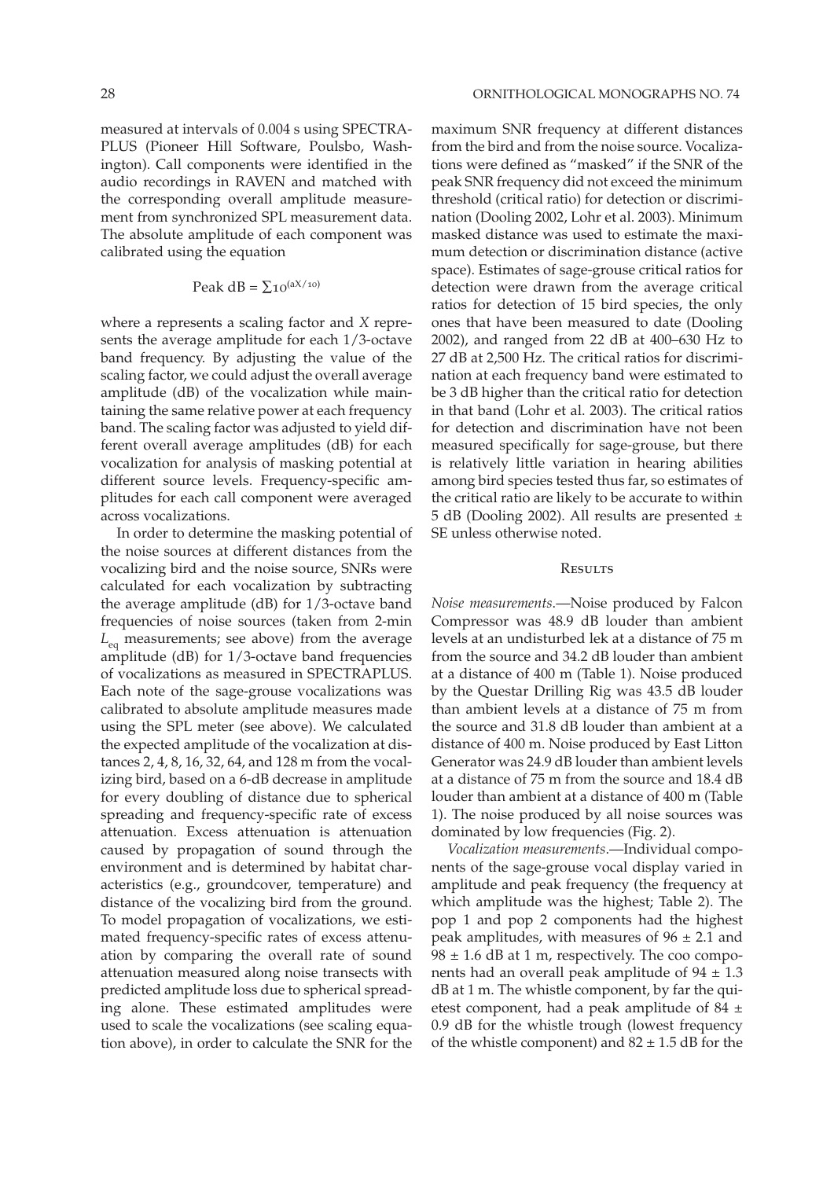measured at intervals of 0.004 s using SPECTRAPLUS (Pioneer Hill Software, Poulsbo, Washington). Call components were identified in the audio recordings in RAVEN and matched with the corresponding overall amplitude measurement from synchronized SPL measurement data. The absolute amplitude of each component was calibrated using the equation

$$\text{Peak dB} = \sum 10^{(aX/10)}$$

where a represents a scaling factor and *X* represents the average amplitude for each 1/3-octave band frequency. By adjusting the value of the scaling factor, we could adjust the overall average amplitude (dB) of the vocalization while maintaining the same relative power at each frequency band. The scaling factor was adjusted to yield different overall average amplitudes (dB) for each vocalization for analysis of masking potential at different source levels. Frequency-specific amplitudes for each call component were averaged across vocalizations.

In order to determine the masking potential of the noise sources at different distances from the vocalizing bird and the noise source, SNRs were calculated for each vocalization by subtracting the average amplitude (dB) for 1/3-octave band frequencies of noise sources (taken from 2-min $L_{eq}$ measurements; see above) from the average amplitude (dB) for 1/3-octave band frequencies of vocalizations as measured in SPECTRAPLUS. Each note of the sage-grouse vocalizations was calibrated to absolute amplitude measures made using the SPL meter (see above). We calculated the expected amplitude of the vocalization at distances 2, 4, 8, 16, 32, 64, and 128 m from the vocalizing bird, based on a 6-dB decrease in amplitude for every doubling of distance due to spherical spreading and frequency-specific rate of excess attenuation. Excess attenuation is attenuation caused by propagation of sound through the environment and is determined by habitat characteristics (e.g., groundcover, temperature) and distance of the vocalizing bird from the ground. To model propagation of vocalizations, we estimated frequency-specific rates of excess attenuation by comparing the overall rate of sound attenuation measured along noise transects with predicted amplitude loss due to spherical spreading alone. These estimated amplitudes were used to scale the vocalizations (see scaling equation above), in order to calculate the SNR for the maximum SNR frequency at different distances from the bird and from the noise source. Vocalizations were defined as "masked" if the SNR of the peak SNR frequency did not exceed the minimum threshold (critical ratio) for detection or discrimination (Dooling 2002, Lohr et al. 2003). Minimum masked distance was used to estimate the maximum detection or discrimination distance (active space). Estimates of sage-grouse critical ratios for detection were drawn from the average critical ratios for detection of 15 bird species, the only ones that have been measured to date (Dooling 2002), and ranged from 22 dB at 400–630 Hz to 27 dB at 2,500 Hz. The critical ratios for discrimination at each frequency band were estimated to be 3 dB higher than the critical ratio for detection in that band (Lohr et al. 2003). The critical ratios for detection and discrimination have not been measured specifically for sage-grouse, but there is relatively little variation in hearing abilities among bird species tested thus far, so estimates of the critical ratio are likely to be accurate to within 5 dB (Dooling 2002). All results are presented ± SE unless otherwise noted.

## Results

*Noise measurements*.—Noise produced by Falcon Compressor was 48.9 dB louder than ambient levels at an undisturbed lek at a distance of 75 m from the source and 34.2 dB louder than ambient at a distance of 400 m (Table 1). Noise produced by the Questar Drilling Rig was 43.5 dB louder than ambient levels at a distance of 75 m from the source and 31.8 dB louder than ambient at a distance of 400 m. Noise produced by East Litton Generator was 24.9 dB louder than ambient levels at a distance of 75 m from the source and 18.4 dB louder than ambient at a distance of 400 m (Table 1). The noise produced by all noise sources was dominated by low frequencies (Fig. 2).

*Vocalization measurements*.—Individual components of the sage-grouse vocal display varied in amplitude and peak frequency (the frequency at which amplitude was the highest; Table 2). The pop 1 and pop 2 components had the highest peak amplitudes, with measures of 96 ± 2.1 and 98 ± 1.6 dB at 1 m, respectively. The coo components had an overall peak amplitude of 94 ± 1.3 dB at 1 m. The whistle component, by far the quietest component, had a peak amplitude of 84 ± 0.9 dB for the whistle trough (lowest frequency of the whistle component) and 82 ± 1.5 dB for the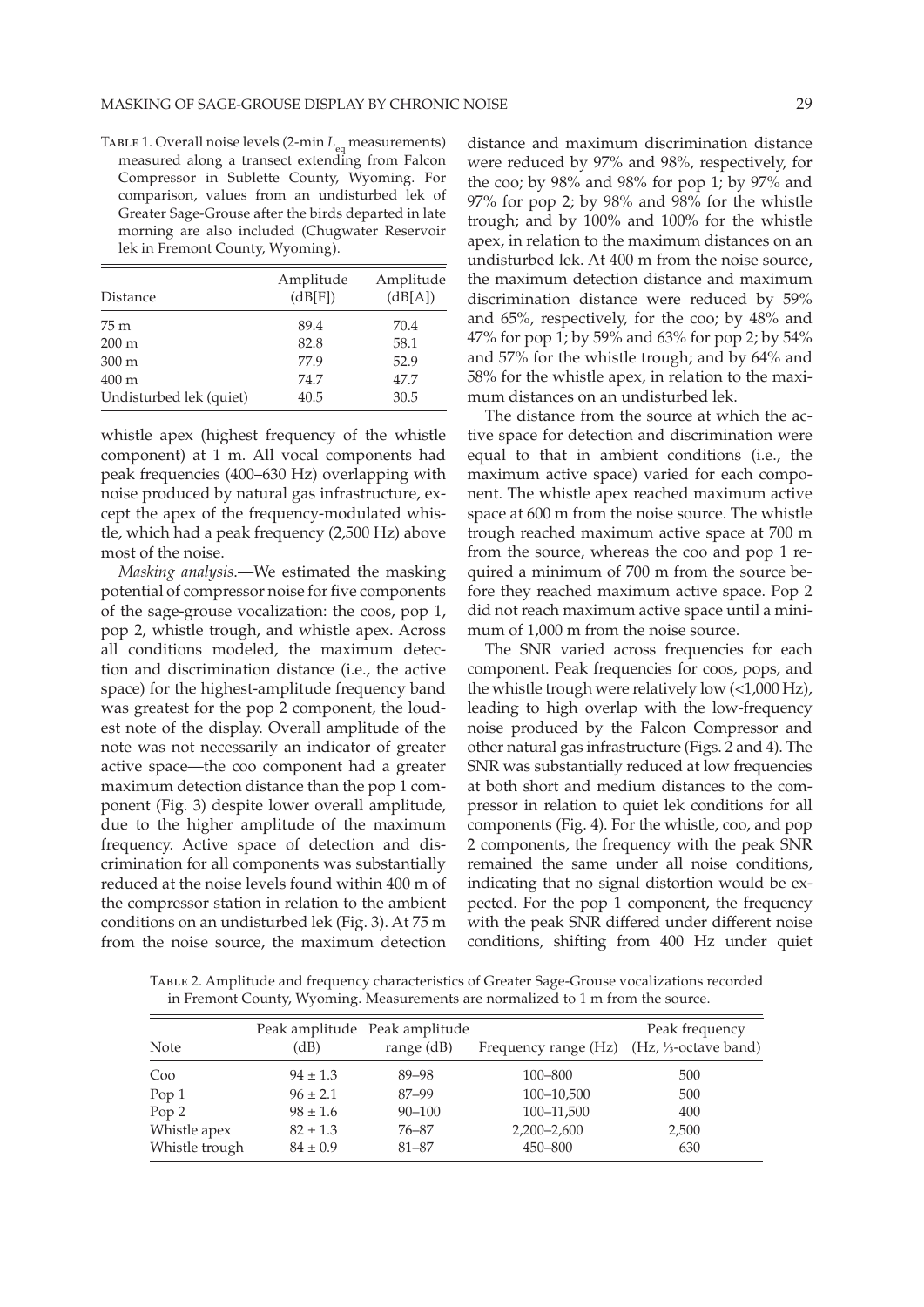TABLE 1. Overall noise levels (2-min $L_{eq}$ measurements) measured along a transect extending from Falcon Compressor in Sublette County, Wyoming. For comparison, values from an undisturbed lek of Greater Sage-Grouse after the birds departed in late morning are also included (Chugwater Reservoir lek in Fremont County, Wyoming).

| Distance | Amplitude (dB[F]) | Amplitude (dB[A]) |
|---|---|---|
| 75 m | 89.4 | 70.4 |
| 200 m | 82.8 | 58.1 |
| 300 m | 77.9 | 52.9 |
| 400 m | 74.7 | 47.7 |
| Undisturbed lek (quiet) | 40.5 | 30.5 |

whistle apex (highest frequency of the whistle component) at 1 m. All vocal components had peak frequencies (400–630 Hz) overlapping with noise produced by natural gas infrastructure, except the apex of the frequency-modulated whistle, which had a peak frequency (2,500 Hz) above most of the noise.

*Masking analysis*.—We estimated the masking potential of compressor noise for five components of the sage-grouse vocalization: the coos, pop 1, pop 2, whistle trough, and whistle apex. Across all conditions modeled, the maximum detection and discrimination distance (i.e., the active space) for the highest-amplitude frequency band was greatest for the pop 2 component, the loudest note of the display. Overall amplitude of the note was not necessarily an indicator of greater active space—the coo component had a greater maximum detection distance than the pop 1 component (Fig. 3) despite lower overall amplitude, due to the higher amplitude of the maximum frequency. Active space of detection and discrimination for all components was substantially reduced at the noise levels found within 400 m of the compressor station in relation to the ambient conditions on an undisturbed lek (Fig. 3). At 75 m from the noise source, the maximum detection distance and maximum discrimination distance were reduced by 97% and 98%, respectively, for the coo; by 98% and 98% for pop 1; by 97% and 97% for pop 2; by 98% and 98% for the whistle trough; and by 100% and 100% for the whistle apex, in relation to the maximum distances on an undisturbed lek. At 400 m from the noise source, the maximum detection distance and maximum discrimination distance were reduced by 59% and 65%, respectively, for the coo; by 48% and 47% for pop 1; by 59% and 63% for pop 2; by 54% and 57% for the whistle trough; and by 64% and 58% for the whistle apex, in relation to the maximum distances on an undisturbed lek.

The distance from the source at which the active space for detection and discrimination were equal to that in ambient conditions (i.e., the maximum active space) varied for each component. The whistle apex reached maximum active space at 600 m from the noise source. The whistle trough reached maximum active space at 700 m from the source, whereas the coo and pop 1 required a minimum of 700 m from the source before they reached maximum active space. Pop 2 did not reach maximum active space until a minimum of 1,000 m from the noise source.

The SNR varied across frequencies for each component. Peak frequencies for coos, pops, and the whistle trough were relatively low (<1,000 Hz), leading to high overlap with the low-frequency noise produced by the Falcon Compressor and other natural gas infrastructure (Figs. 2 and 4). The SNR was substantially reduced at low frequencies at both short and medium distances to the compressor in relation to quiet lek conditions for all components (Fig. 4). For the whistle, coo, and pop 2 components, the frequency with the peak SNR remained the same under all noise conditions, indicating that no signal distortion would be expected. For the pop 1 component, the frequency with the peak SNR differed under different noise conditions, shifting from 400 Hz under quiet

TABLE 2. Amplitude and frequency characteristics of Greater Sage-Grouse vocalizations recorded in Fremont County, Wyoming. Measurements are normalized to 1 m from the source.

| Note | Peak amplitude (dB) | Peak amplitude range (dB) | Frequency range (Hz) | Peak frequency (Hz, ⅓-octave band) |
|---|---|---|---|---|
| Coo | 94 ± 1.3 | 89–98 | 100–800 | 500 |
| Pop 1 | 96 ± 2.1 | 87–99 | 100–10,500 | 500 |
| Pop 2 | 98 ± 1.6 | 90–100 | 100–11,500 | 400 |
| Whistle apex | 82 ± 1.3 | 76–87 | 2,200–2,600 | 2,500 |
| Whistle trough | 84 ± 0.9 | 81–87 | 450–800 | 630 |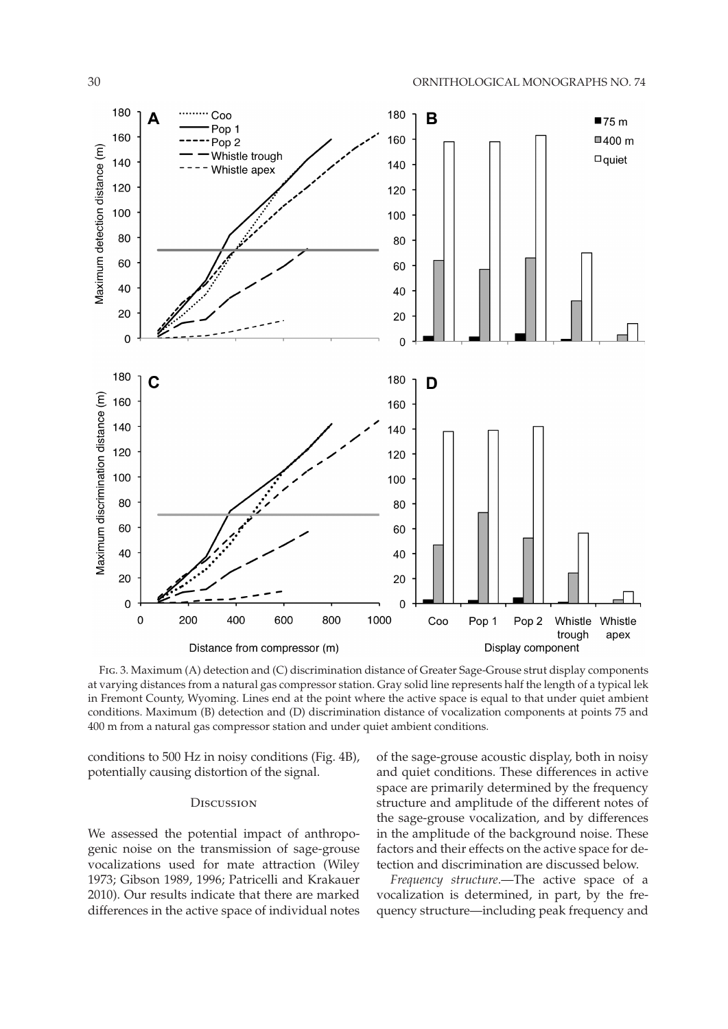Fig. 3. Maximum (A) detection and (C) discrimination distance of Greater Sage-Grouse strut display components at varying distances from a natural gas compressor station. Gray solid line represents half the length of a typical lek in Fremont County, Wyoming. Lines end at the point where the active space is equal to that under quiet ambient conditions. Maximum (B) detection and (D) discrimination distance of vocalization components at points 75 and 400 m from a natural gas compressor station and under quiet ambient conditions.

conditions to 500 Hz in noisy conditions (Fig. 4B), potentially causing distortion of the signal.

## Discussion

We assessed the potential impact of anthropogenic noise on the transmission of sage-grouse vocalizations used for mate attraction (Wiley 1973; Gibson 1989, 1996; Patricelli and Krakauer 2010). Our results indicate that there are marked differences in the active space of individual notes of the sage-grouse acoustic display, both in noisy and quiet conditions. These differences in active space are primarily determined by the frequency structure and amplitude of the different notes of the sage-grouse vocalization, and by differences in the amplitude of the background noise. These factors and their effects on the active space for detection and discrimination are discussed below.

*Frequency structure*.—The active space of a vocalization is determined, in part, by the frequency structure—including peak frequency and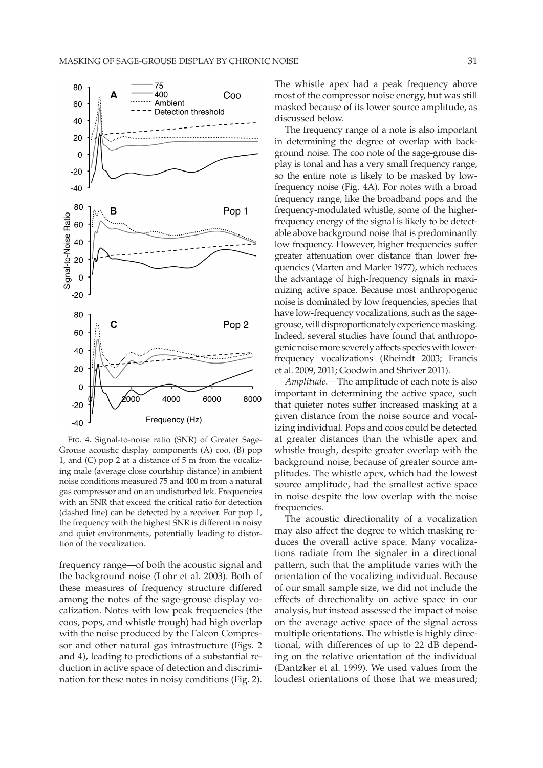Fig. 4. Signal-to-noise ratio (SNR) of Greater Sage-Grouse acoustic display components (A) coo, (B) pop 1, and (C) pop 2 at a distance of 5 m from the vocalizing male (average close courtship distance) in ambient noise conditions measured 75 and 400 m from a natural gas compressor and on an undisturbed lek. Frequencies with an SNR that exceed the critical ratio for detection (dashed line) can be detected by a receiver. For pop 1, the frequency with the highest SNR is different in noisy and quiet environments, potentially leading to distortion of the vocalization.

frequency range—of both the acoustic signal and the background noise (Lohr et al. 2003). Both of these measures of frequency structure differed among the notes of the sage-grouse display vocalization. Notes with low peak frequencies (the coos, pops, and whistle trough) had high overlap with the noise produced by the Falcon Compressor and other natural gas infrastructure (Figs. 2 and 4), leading to predictions of a substantial reduction in active space of detection and discrimination for these notes in noisy conditions (Fig. 2). The whistle apex had a peak frequency above most of the compressor noise energy, but was still masked because of its lower source amplitude, as discussed below.

The frequency range of a note is also important in determining the degree of overlap with background noise. The coo note of the sage-grouse display is tonal and has a very small frequency range, so the entire note is likely to be masked by low-frequency noise (Fig. 4A). For notes with a broad frequency range, like the broadband pops and the frequency-modulated whistle, some of the higher-frequency energy of the signal is likely to be detectable above background noise that is predominantly low frequency. However, higher frequencies suffer greater attenuation over distance than lower frequencies (Marten and Marler 1977), which reduces the advantage of high-frequency signals in maximizing active space. Because most anthropogenic noise is dominated by low frequencies, species that have low-frequency vocalizations, such as the sage-grouse, will disproportionately experience masking. Indeed, several studies have found that anthropogenic noise more severely affects species with lower-frequency vocalizations (Rheindt 2003; Francis et al. 2009, 2011; Goodwin and Shriver 2011).

*Amplitude*.—The amplitude of each note is also important in determining the active space, such that quieter notes suffer increased masking at a given distance from the noise source and vocalizing individual. Pops and coos could be detected at greater distances than the whistle apex and whistle trough, despite greater overlap with the background noise, because of greater source amplitudes. The whistle apex, which had the lowest source amplitude, had the smallest active space in noise despite the low overlap with the noise frequencies.

The acoustic directionality of a vocalization may also affect the degree to which masking reduces the overall active space. Many vocalizations radiate from the signaler in a directional pattern, such that the amplitude varies with the orientation of the vocalizing individual. Because of our small sample size, we did not include the effects of directionality on active space in our analysis, but instead assessed the impact of noise on the average active space of the signal across multiple orientations. The whistle is highly directional, with differences of up to 22 dB depending on the relative orientation of the individual (Dantzker et al. 1999). We used values from the loudest orientations of those that we measured;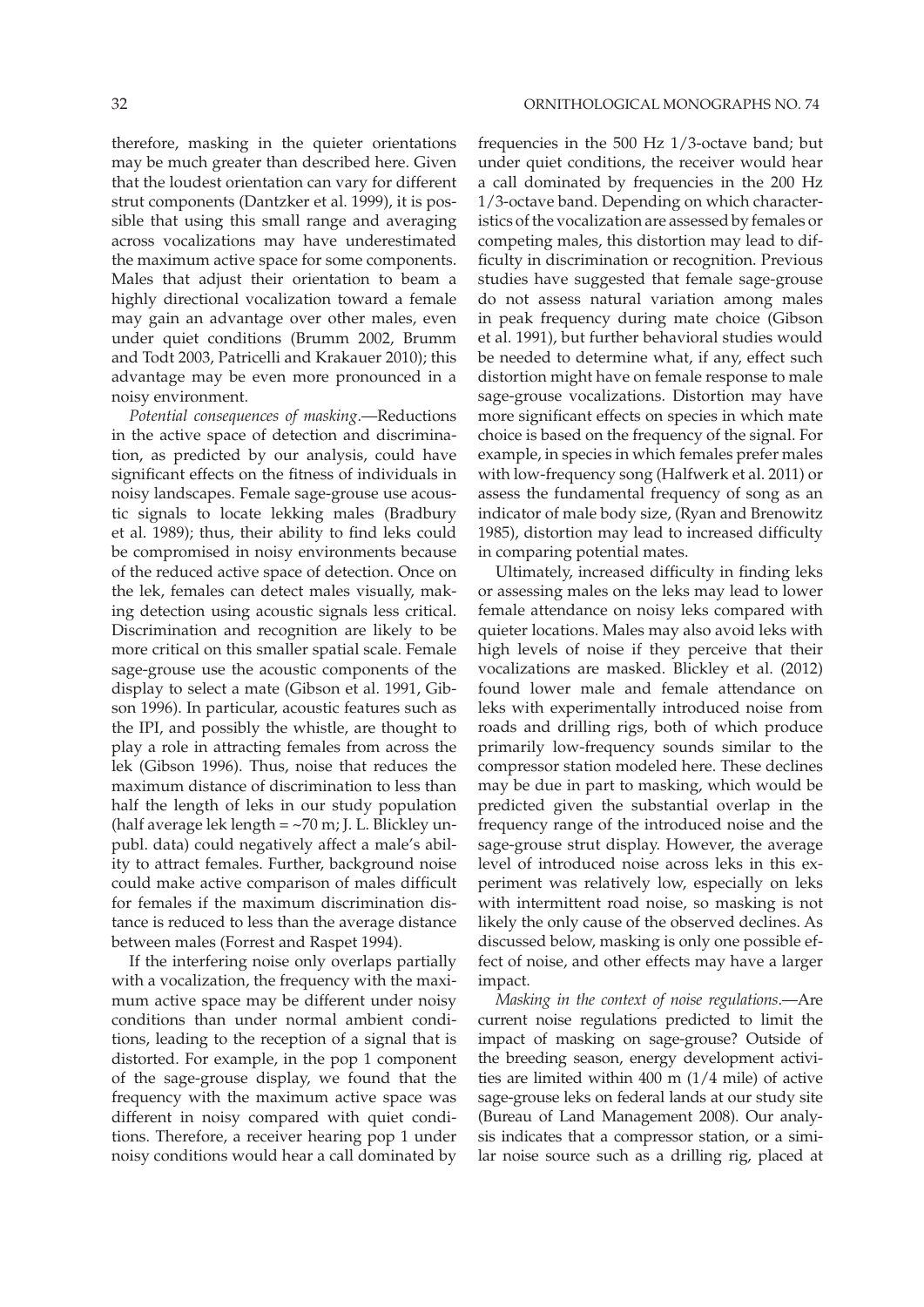therefore, masking in the quieter orientations may be much greater than described here. Given that the loudest orientation can vary for different strut components (Dantzker et al. 1999), it is possible that using this small range and averaging across vocalizations may have underestimated the maximum active space for some components. Males that adjust their orientation to beam a highly directional vocalization toward a female may gain an advantage over other males, even under quiet conditions (Brumm 2002, Brumm and Todt 2003, Patricelli and Krakauer 2010); this advantage may be even more pronounced in a noisy environment.

*Potential consequences of masking*.—Reductions in the active space of detection and discrimination, as predicted by our analysis, could have significant effects on the fitness of individuals in noisy landscapes. Female sage-grouse use acoustic signals to locate lekking males (Bradbury et al. 1989); thus, their ability to find leks could be compromised in noisy environments because of the reduced active space of detection. Once on the lek, females can detect males visually, making detection using acoustic signals less critical. Discrimination and recognition are likely to be more critical on this smaller spatial scale. Female sage-grouse use the acoustic components of the display to select a mate (Gibson et al. 1991, Gibson 1996). In particular, acoustic features such as the IPI, and possibly the whistle, are thought to play a role in attracting females from across the lek (Gibson 1996). Thus, noise that reduces the maximum distance of discrimination to less than half the length of leks in our study population (half average lek length = ~70 m; J. L. Blickley unpubl. data) could negatively affect a male's ability to attract females. Further, background noise could make active comparison of males difficult for females if the maximum discrimination distance is reduced to less than the average distance between males (Forrest and Raspet 1994).

If the interfering noise only overlaps partially with a vocalization, the frequency with the maximum active space may be different under noisy conditions than under normal ambient conditions, leading to the reception of a signal that is distorted. For example, in the pop 1 component of the sage-grouse display, we found that the frequency with the maximum active space was different in noisy compared with quiet conditions. Therefore, a receiver hearing pop 1 under noisy conditions would hear a call dominated by frequencies in the 500 Hz 1/3-octave band; but under quiet conditions, the receiver would hear a call dominated by frequencies in the 200 Hz 1/3-octave band. Depending on which characteristics of the vocalization are assessed by females or competing males, this distortion may lead to difficulty in discrimination or recognition. Previous studies have suggested that female sage-grouse do not assess natural variation among males in peak frequency during mate choice (Gibson et al. 1991), but further behavioral studies would be needed to determine what, if any, effect such distortion might have on female response to male sage-grouse vocalizations. Distortion may have more significant effects on species in which mate choice is based on the frequency of the signal. For example, in species in which females prefer males with low-frequency song (Halfwerk et al. 2011) or assess the fundamental frequency of song as an indicator of male body size, (Ryan and Brenowitz 1985), distortion may lead to increased difficulty in comparing potential mates.

Ultimately, increased difficulty in finding leks or assessing males on the leks may lead to lower female attendance on noisy leks compared with quieter locations. Males may also avoid leks with high levels of noise if they perceive that their vocalizations are masked. Blickley et al. (2012) found lower male and female attendance on leks with experimentally introduced noise from roads and drilling rigs, both of which produce primarily low-frequency sounds similar to the compressor station modeled here. These declines may be due in part to masking, which would be predicted given the substantial overlap in the frequency range of the introduced noise and the sage-grouse strut display. However, the average level of introduced noise across leks in this experiment was relatively low, especially on leks with intermittent road noise, so masking is not likely the only cause of the observed declines. As discussed below, masking is only one possible effect of noise, and other effects may have a larger impact.

*Masking in the context of noise regulations*.—Are current noise regulations predicted to limit the impact of masking on sage-grouse? Outside of the breeding season, energy development activities are limited within 400 m (1/4 mile) of active sage-grouse leks on federal lands at our study site (Bureau of Land Management 2008). Our analysis indicates that a compressor station, or a similar noise source such as a drilling rig, placed at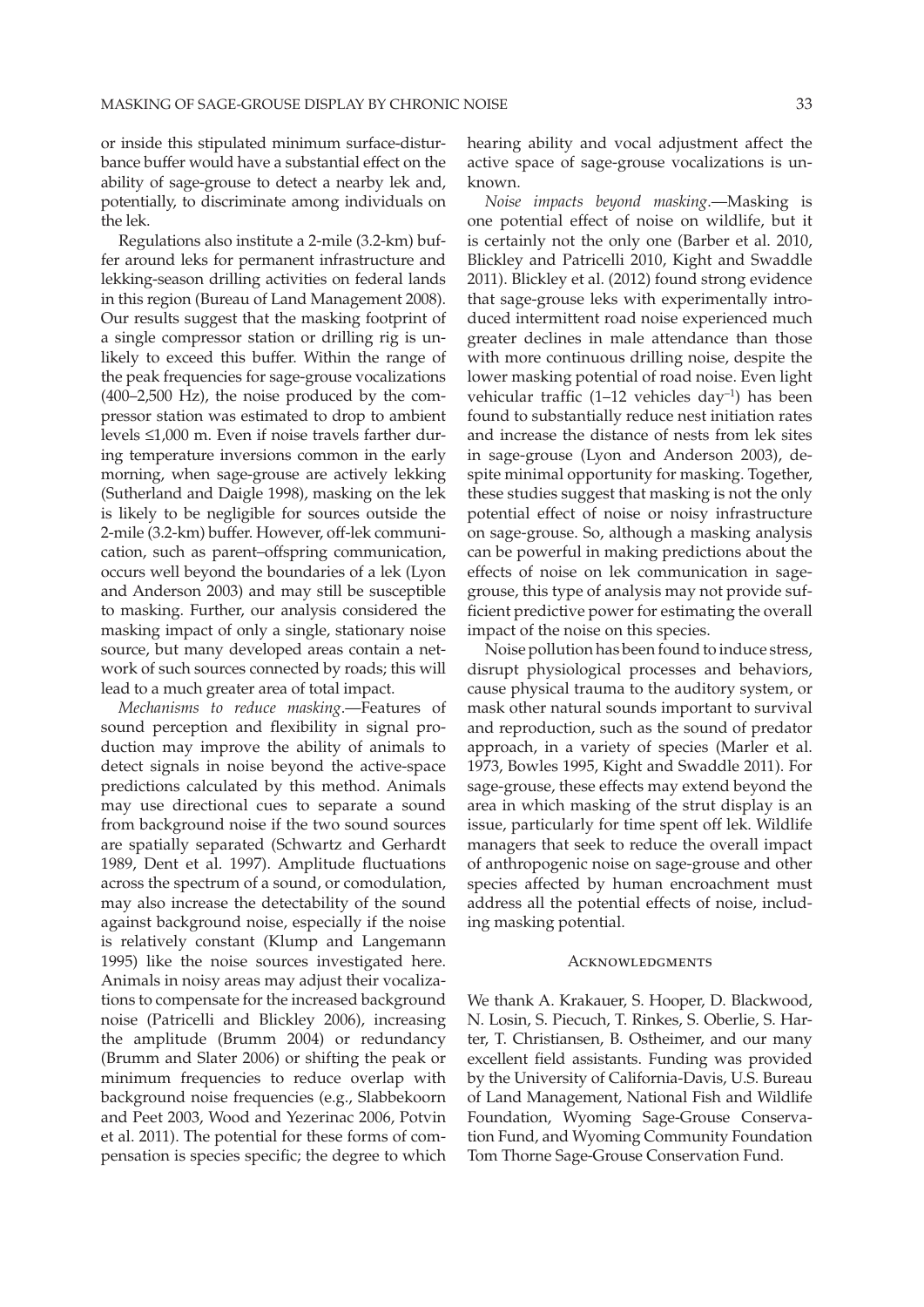or inside this stipulated minimum surface-disturbance buffer would have a substantial effect on the ability of sage-grouse to detect a nearby lek and, potentially, to discriminate among individuals on the lek.

Regulations also institute a 2-mile (3.2-km) buffer around leks for permanent infrastructure and lekking-season drilling activities on federal lands in this region (Bureau of Land Management 2008). Our results suggest that the masking footprint of a single compressor station or drilling rig is unlikely to exceed this buffer. Within the range of the peak frequencies for sage-grouse vocalizations (400–2,500 Hz), the noise produced by the compressor station was estimated to drop to ambient levels ≤1,000 m. Even if noise travels farther during temperature inversions common in the early morning, when sage-grouse are actively lekking (Sutherland and Daigle 1998), masking on the lek is likely to be negligible for sources outside the 2-mile (3.2-km) buffer. However, off-lek communication, such as parent–offspring communication, occurs well beyond the boundaries of a lek (Lyon and Anderson 2003) and may still be susceptible to masking. Further, our analysis considered the masking impact of only a single, stationary noise source, but many developed areas contain a network of such sources connected by roads; this will lead to a much greater area of total impact.

*Mechanisms to reduce masking*.—Features of sound perception and flexibility in signal production may improve the ability of animals to detect signals in noise beyond the active-space predictions calculated by this method. Animals may use directional cues to separate a sound from background noise if the two sound sources are spatially separated (Schwartz and Gerhardt 1989, Dent et al. 1997). Amplitude fluctuations across the spectrum of a sound, or comodulation, may also increase the detectability of the sound against background noise, especially if the noise is relatively constant (Klump and Langemann 1995) like the noise sources investigated here. Animals in noisy areas may adjust their vocalizations to compensate for the increased background noise (Patricelli and Blickley 2006), increasing the amplitude (Brumm 2004) or redundancy (Brumm and Slater 2006) or shifting the peak or minimum frequencies to reduce overlap with background noise frequencies (e.g., Slabbekoorn and Peet 2003, Wood and Yezerinac 2006, Potvin et al. 2011). The potential for these forms of compensation is species specific; the degree to which hearing ability and vocal adjustment affect the active space of sage-grouse vocalizations is unknown.

*Noise impacts beyond masking*.—Masking is one potential effect of noise on wildlife, but it is certainly not the only one (Barber et al. 2010, Blickley and Patricelli 2010, Kight and Swaddle 2011). Blickley et al. (2012) found strong evidence that sage-grouse leks with experimentally introduced intermittent road noise experienced much greater declines in male attendance than those with more continuous drilling noise, despite the lower masking potential of road noise. Even light vehicular traffic (1–12 vehicles day$^{-1}$) has been found to substantially reduce nest initiation rates and increase the distance of nests from lek sites in sage-grouse (Lyon and Anderson 2003), despite minimal opportunity for masking. Together, these studies suggest that masking is not the only potential effect of noise or noisy infrastructure on sage-grouse. So, although a masking analysis can be powerful in making predictions about the effects of noise on lek communication in sage-grouse, this type of analysis may not provide sufficient predictive power for estimating the overall impact of the noise on this species.

Noise pollution has been found to induce stress, disrupt physiological processes and behaviors, cause physical trauma to the auditory system, or mask other natural sounds important to survival and reproduction, such as the sound of predator approach, in a variety of species (Marler et al. 1973, Bowles 1995, Kight and Swaddle 2011). For sage-grouse, these effects may extend beyond the area in which masking of the strut display is an issue, particularly for time spent off lek. Wildlife managers that seek to reduce the overall impact of anthropogenic noise on sage-grouse and other species affected by human encroachment must address all the potential effects of noise, including masking potential.

## Acknowledgments

We thank A. Krakauer, S. Hooper, D. Blackwood, N. Losin, S. Piecuch, T. Rinkes, S. Oberlie, S. Harter, T. Christiansen, B. Ostheimer, and our many excellent field assistants. Funding was provided by the University of California-Davis, U.S. Bureau of Land Management, National Fish and Wildlife Foundation, Wyoming Sage-Grouse Conservation Fund, and Wyoming Community Foundation Tom Thorne Sage-Grouse Conservation Fund.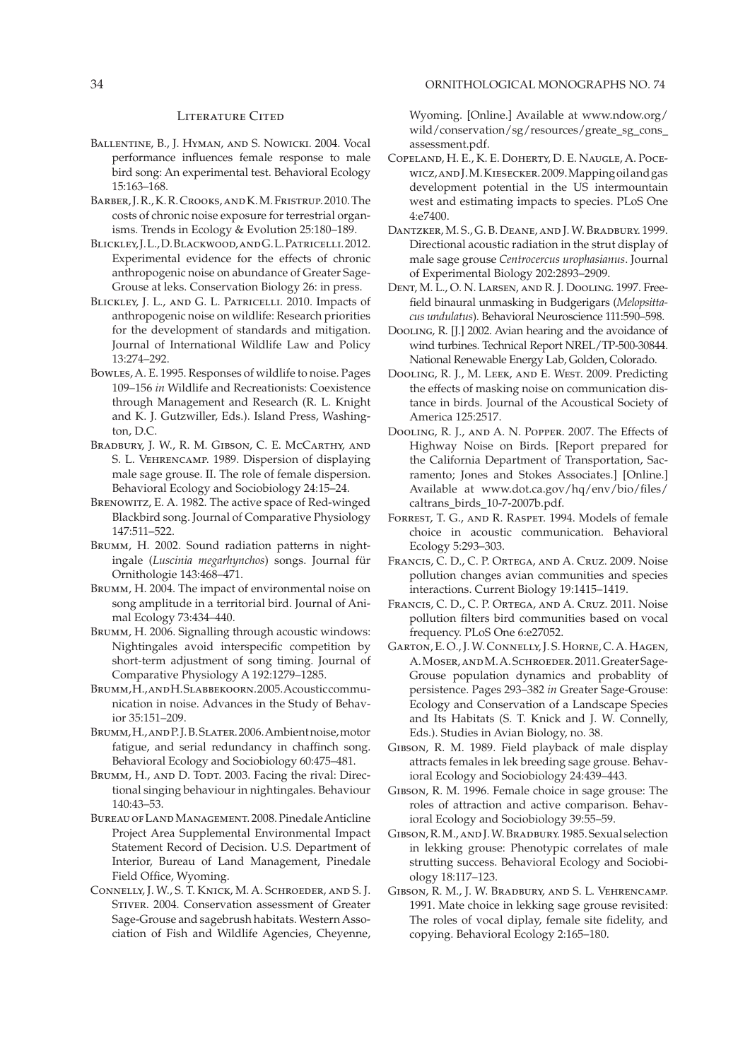## Literature Cited

Ballentine, B., J. Hyman, and S. Nowicki. 2004. Vocal performance influences female response to male bird song: An experimental test. Behavioral Ecology 15:163–168.

Barber, J. R., K. R. Crooks, and K. M. Fristrup. 2010. The costs of chronic noise exposure for terrestrial organisms. Trends in Ecology & Evolution 25:180–189.

Blickley, J. L., D. Blackwood, and G. L. Patricelli. 2012. Experimental evidence for the effects of chronic anthropogenic noise on abundance of Greater Sage-Grouse at leks. Conservation Biology 26: in press.

Blickley, J. L., and G. L. Patricelli. 2010. Impacts of anthropogenic noise on wildlife: Research priorities for the development of standards and mitigation. Journal of International Wildlife Law and Policy 13:274–292.

Bowles, A. E. 1995. Responses of wildlife to noise. Pages 109–156 *in* Wildlife and Recreationists: Coexistence through Management and Research (R. L. Knight and K. J. Gutzwiller, Eds.). Island Press, Washington, D.C.

Bradbury, J. W., R. M. Gibson, C. E. McCarthy, and S. L. Vehrencamp. 1989. Dispersion of displaying male sage grouse. II. The role of female dispersion. Behavioral Ecology and Sociobiology 24:15–24.

Brenowitz, E. A. 1982. The active space of Red-winged Blackbird song. Journal of Comparative Physiology 147:511–522.

Brumm, H. 2002. Sound radiation patterns in nightingale (*Luscinia megarhynchos*) songs. Journal für Ornithologie 143:468–471.

Brumm, H. 2004. The impact of environmental noise on song amplitude in a territorial bird. Journal of Animal Ecology 73:434–440.

Brumm, H. 2006. Signalling through acoustic windows: Nightingales avoid interspecific competition by short-term adjustment of song timing. Journal of Comparative Physiology A 192:1279–1285.

Brumm, H., and H. Slabbekoorn. 2005. Acoustic communication in noise. Advances in the Study of Behavior 35:151–209.

Brumm, H., and P. J. B. Slater. 2006. Ambient noise, motor fatigue, and serial redundancy in chaffinch song. Behavioral Ecology and Sociobiology 60:475–481.

Brumm, H., and D. Todt. 2003. Facing the rival: Directional singing behaviour in nightingales. Behaviour 140:43–53.

Bureau of Land Management. 2008. Pinedale Anticline Project Area Supplemental Environmental Impact Statement Record of Decision. U.S. Department of Interior, Bureau of Land Management, Pinedale Field Office, Wyoming.

Connelly, J. W., S. T. Knick, M. A. Schroeder, and S. J. Stiver. 2004. Conservation assessment of Greater Sage-Grouse and sagebrush habitats. Western Association of Fish and Wildlife Agencies, Cheyenne, Wyoming. [Online.] Available at www.ndow.org/wild/conservation/sg/resources/greate_sg_cons_assessment.pdf.

Copeland, H. E., K. E. Doherty, D. E. Naugle, A. Pocewicz, and J. M. Kiesecker. 2009. Mapping oil and gas development potential in the US intermountain west and estimating impacts to species. PLoS One 4:e7400.

Dantzker, M. S., G. B. Deane, and J. W. Bradbury. 1999. Directional acoustic radiation in the strut display of male sage grouse *Centrocercus urophasianus*. Journal of Experimental Biology 202:2893–2909.

Dent, M. L., O. N. Larsen, and R. J. Dooling. 1997. Free-field binaural unmasking in Budgerigars (*Melopsittacus undulatus*). Behavioral Neuroscience 111:590–598.

Dooling, R. [J.] 2002. Avian hearing and the avoidance of wind turbines. Technical Report NREL/TP-500-30844. National Renewable Energy Lab, Golden, Colorado.

Dooling, R. J., M. Leek, and E. West. 2009. Predicting the effects of masking noise on communication distance in birds. Journal of the Acoustical Society of America 125:2517.

Dooling, R. J., and A. N. Popper. 2007. The Effects of Highway Noise on Birds. [Report prepared for the California Department of Transportation, Sacramento; Jones and Stokes Associates.] [Online.] Available at www.dot.ca.gov/hq/env/bio/files/caltrans_birds_10-7-2007b.pdf.

Forrest, T. G., and R. Raspet. 1994. Models of female choice in acoustic communication. Behavioral Ecology 5:293–303.

Francis, C. D., C. P. Ortega, and A. Cruz. 2009. Noise pollution changes avian communities and species interactions. Current Biology 19:1415–1419.

Francis, C. D., C. P. Ortega, and A. Cruz. 2011. Noise pollution filters bird communities based on vocal frequency. PLoS One 6:e27052.

Garton, E. O., J. W. Connelly, J. S. Horne, C. A. Hagen, A. Moser, and M. A. Schroeder. 2011. Greater Sage-Grouse population dynamics and probablity of persistence. Pages 293–382 *in* Greater Sage-Grouse: Ecology and Conservation of a Landscape Species and Its Habitats (S. T. Knick and J. W. Connelly, Eds.). Studies in Avian Biology, no. 38.

Gibson, R. M. 1989. Field playback of male display attracts females in lek breeding sage grouse. Behavioral Ecology and Sociobiology 24:439–443.

Gibson, R. M. 1996. Female choice in sage grouse: The roles of attraction and active comparison. Behavioral Ecology and Sociobiology 39:55–59.

Gibson, R. M., and J. W. Bradbury. 1985. Sexual selection in lekking grouse: Phenotypic correlates of male strutting success. Behavioral Ecology and Sociobiology 18:117–123.

Gibson, R. M., J. W. Bradbury, and S. L. Vehrencamp. 1991. Mate choice in lekking sage grouse revisited: The roles of vocal diplay, female site fidelity, and copying. Behavioral Ecology 2:165–180.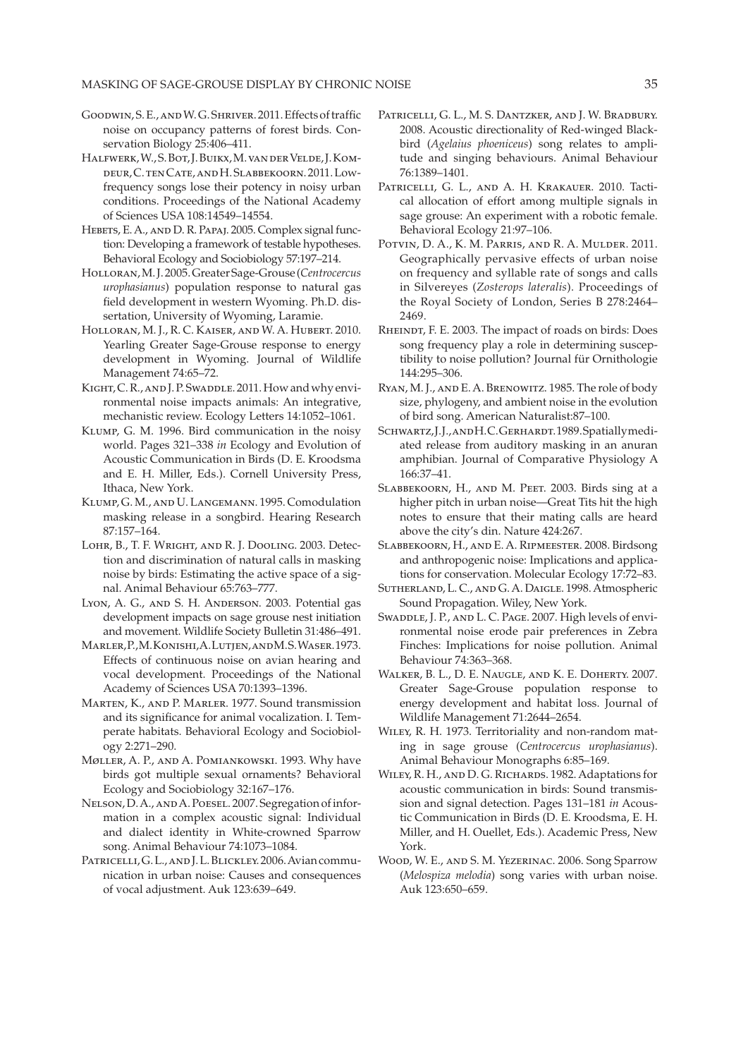Goodwin, S. E., and W. G. Shriver. 2011. Effects of traffic noise on occupancy patterns of forest birds. Conservation Biology 25:406–411.

Halfwerk, W., S. Bot, J. Buikx, M. van der Velde, J. Komdeur, C. ten Cate, and H. Slabbekoorn. 2011. Low-frequency songs lose their potency in noisy urban conditions. Proceedings of the National Academy of Sciences USA 108:14549–14554.

Hebets, E. A., and D. R. Papaj. 2005. Complex signal function: Developing a framework of testable hypotheses. Behavioral Ecology and Sociobiology 57:197–214.

Holloran, M. J. 2005. Greater Sage-Grouse (*Centrocercus urophasianus*) population response to natural gas field development in western Wyoming. Ph.D. dissertation, University of Wyoming, Laramie.

Holloran, M. J., R. C. Kaiser, and W. A. Hubert. 2010. Yearling Greater Sage-Grouse response to energy development in Wyoming. Journal of Wildlife Management 74:65–72.

Kight, C. R., and J. P. Swaddle. 2011. How and why environmental noise impacts animals: An integrative, mechanistic review. Ecology Letters 14:1052–1061.

Klump, G. M. 1996. Bird communication in the noisy world. Pages 321–338 *in* Ecology and Evolution of Acoustic Communication in Birds (D. E. Kroodsma and E. H. Miller, Eds.). Cornell University Press, Ithaca, New York.

Klump, G. M., and U. Langemann. 1995. Comodulation masking release in a songbird. Hearing Research 87:157–164.

Lohr, B., T. F. Wright, and R. J. Dooling. 2003. Detection and discrimination of natural calls in masking noise by birds: Estimating the active space of a signal. Animal Behaviour 65:763–777.

Lyon, A. G., and S. H. Anderson. 2003. Potential gas development impacts on sage grouse nest initiation and movement. Wildlife Society Bulletin 31:486–491.

Marler, P., M. Konishi, A. Lutjen, and M. S. Waser. 1973. Effects of continuous noise on avian hearing and vocal development. Proceedings of the National Academy of Sciences USA 70:1393–1396.

Marten, K., and P. Marler. 1977. Sound transmission and its significance for animal vocalization. I. Temperate habitats. Behavioral Ecology and Sociobiology 2:271–290.

Møller, A. P., and A. Pomiankowski. 1993. Why have birds got multiple sexual ornaments? Behavioral Ecology and Sociobiology 32:167–176.

Nelson, D. A., and A. Poesel. 2007. Segregation of information in a complex acoustic signal: Individual and dialect identity in White-crowned Sparrow song. Animal Behaviour 74:1073–1084.

Patricelli, G. L., and J. L. Blickley. 2006. Avian communication in urban noise: Causes and consequences of vocal adjustment. Auk 123:639–649.

Patricelli, G. L., M. S. Dantzker, and J. W. Bradbury. 2008. Acoustic directionality of Red-winged Blackbird (*Agelaius phoeniceus*) song relates to amplitude and singing behaviours. Animal Behaviour 76:1389–1401.

Patricelli, G. L., and A. H. Krakauer. 2010. Tactical allocation of effort among multiple signals in sage grouse: An experiment with a robotic female. Behavioral Ecology 21:97–106.

Potvin, D. A., K. M. Parris, and R. A. Mulder. 2011. Geographically pervasive effects of urban noise on frequency and syllable rate of songs and calls in Silvereyes (*Zosterops lateralis*). Proceedings of the Royal Society of London, Series B 278:2464–2469.

Rheindt, F. E. 2003. The impact of roads on birds: Does song frequency play a role in determining susceptibility to noise pollution? Journal für Ornithologie 144:295–306.

Ryan, M. J., and E. A. Brenowitz. 1985. The role of body size, phylogeny, and ambient noise in the evolution of bird song. American Naturalist:87–100.

Schwartz, J. J., and H. C. Gerhardt. 1989. Spatially mediated release from auditory masking in an anuran amphibian. Journal of Comparative Physiology A 166:37–41.

Slabbekoorn, H., and M. Peet. 2003. Birds sing at a higher pitch in urban noise—Great Tits hit the high notes to ensure that their mating calls are heard above the city's din. Nature 424:267.

Slabbekoorn, H., and E. A. Ripmeester. 2008. Birdsong and anthropogenic noise: Implications and applications for conservation. Molecular Ecology 17:72–83.

Sutherland, L. C., and G. A. Daigle. 1998. Atmospheric Sound Propagation. Wiley, New York.

Swaddle, J. P., and L. C. Page. 2007. High levels of environmental noise erode pair preferences in Zebra Finches: Implications for noise pollution. Animal Behaviour 74:363–368.

Walker, B. L., D. E. Naugle, and K. E. Doherty. 2007. Greater Sage-Grouse population response to energy development and habitat loss. Journal of Wildlife Management 71:2644–2654.

Wiley, R. H. 1973. Territoriality and non-random mating in sage grouse (*Centrocercus urophasianus*). Animal Behaviour Monographs 6:85–169.

Wiley, R. H., and D. G. Richards. 1982. Adaptations for acoustic communication in birds: Sound transmission and signal detection. Pages 131–181 *in* Acoustic Communication in Birds (D. E. Kroodsma, E. H. Miller, and H. Ouellet, Eds.). Academic Press, New York.

Wood, W. E., and S. M. Yezerinac. 2006. Song Sparrow (*Melospiza melodia*) song varies with urban noise. Auk 123:650–659.